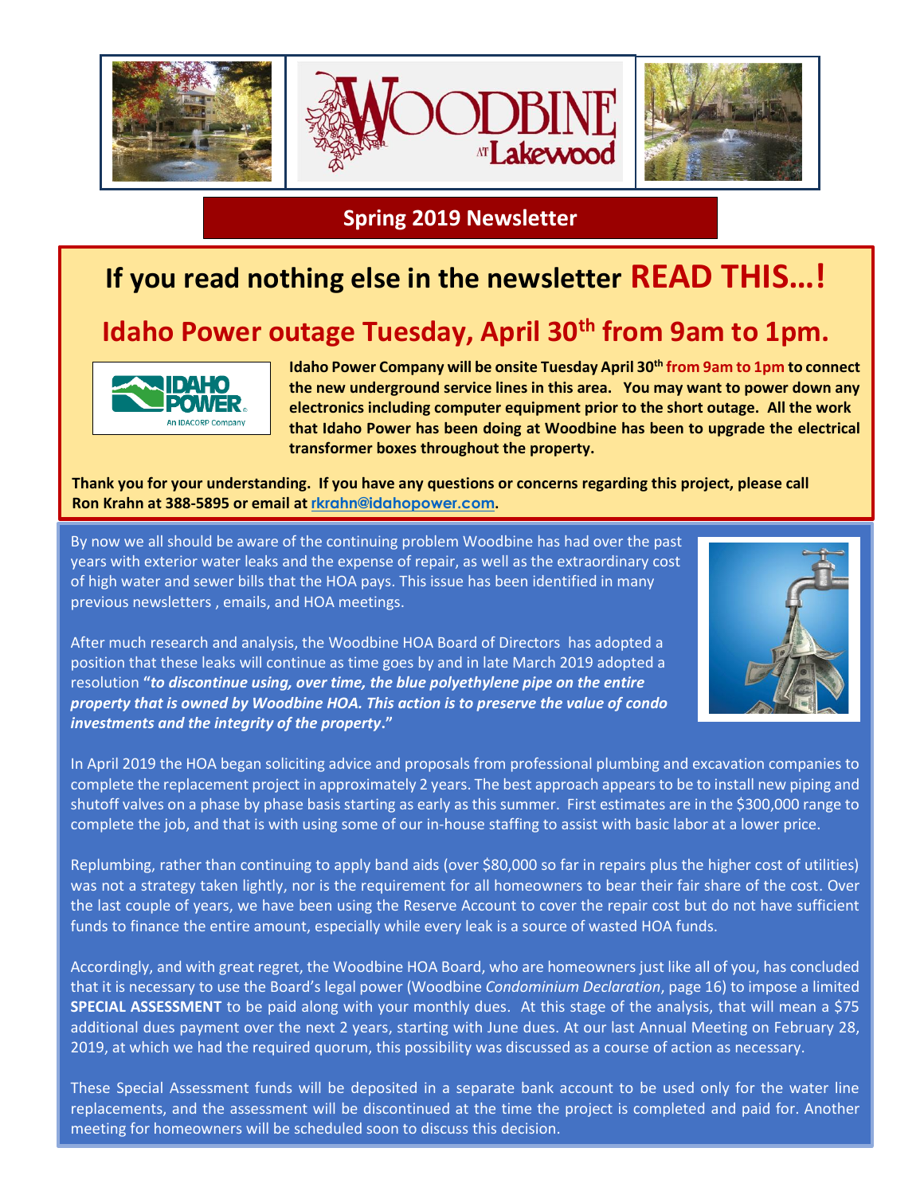# WOODBINE AT Lakewood

## Spring 2019 Newsletter

# If you read nothing else in the newsletter READ THIS…!

## Idaho Power outage Tuesday, April 30th from 9am to 1pm.

**Idaho Power Company will be onsite Tuesday April 30th from 9am to 1pm to connect the new underground service lines in this area. You may want to power down any electronics including computer equipment prior to the short outage. All the work that Idaho Power has been doing at Woodbine has been to upgrade the electrical transformer boxes throughout the property.**

**Thank you for your understanding. If you have any questions or concerns regarding this project, please call Ron Krahn at 388-5895 or email at rkrahn@idahopower.com.**

By now we all should be aware of the continuing problem Woodbine has had over the past years with exterior water leaks and the expense of repair, as well as the extraordinary cost of high water and sewer bills that the HOA pays. This issue has been identified in many previous newsletters , emails, and HOA meetings.

After much research and analysis, the Woodbine HOA Board of Directors has adopted a position that these leaks will continue as time goes by and in late March 2019 adopted a resolution ***"to discontinue using, over time, the blue polyethylene pipe on the entire property that is owned by Woodbine HOA. This action is to preserve the value of condo investments and the integrity of the property."***

In April 2019 the HOA began soliciting advice and proposals from professional plumbing and excavation companies to complete the replacement project in approximately 2 years. The best approach appears to be to install new piping and shutoff valves on a phase by phase basis starting as early as this summer. First estimates are in the $300,000 range to complete the job, and that is with using some of our in-house staffing to assist with basic labor at a lower price.

Replumbing, rather than continuing to apply band aids (over $80,000 so far in repairs plus the higher cost of utilities) was not a strategy taken lightly, nor is the requirement for all homeowners to bear their fair share of the cost. Over the last couple of years, we have been using the Reserve Account to cover the repair cost but do not have sufficient funds to finance the entire amount, especially while every leak is a source of wasted HOA funds.

Accordingly, and with great regret, the Woodbine HOA Board, who are homeowners just like all of you, has concluded that it is necessary to use the Board's legal power (Woodbine *Condominium Declaration*, page 16) to impose a limited **SPECIAL ASSESSMENT** to be paid along with your monthly dues. At this stage of the analysis, that will mean a $75 additional dues payment over the next 2 years, starting with June dues. At our last Annual Meeting on February 28, 2019, at which we had the required quorum, this possibility was discussed as a course of action as necessary.

These Special Assessment funds will be deposited in a separate bank account to be used only for the water line replacements, and the assessment will be discontinued at the time the project is completed and paid for. Another meeting for homeowners will be scheduled soon to discuss this decision.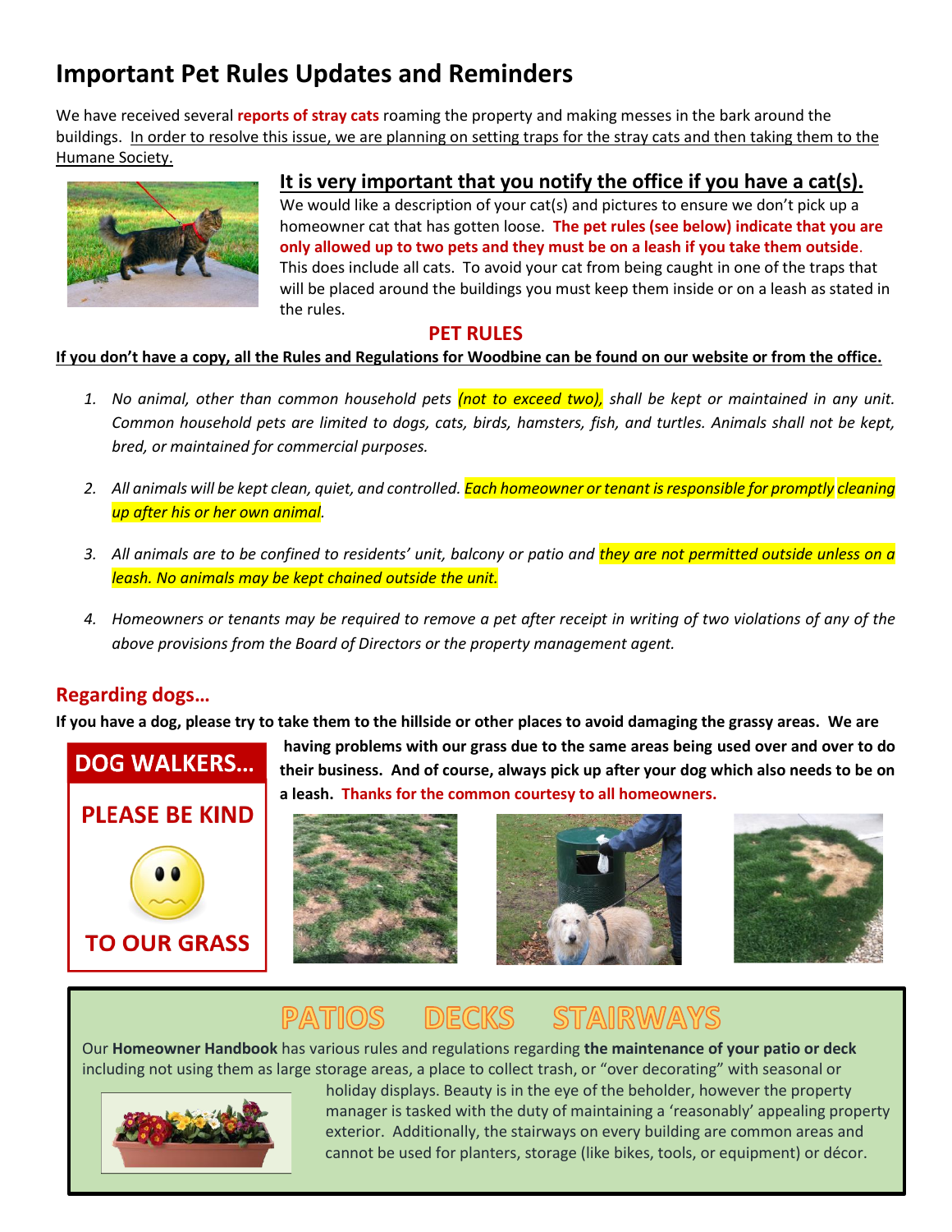# Important Pet Rules Updates and Reminders

We have received several **reports of stray cats** roaming the property and making messes in the bark around the buildings. In order to resolve this issue, we are planning on setting traps for the stray cats and then taking them to the Humane Society.

## It is very important that you notify the office if you have a cat(s).

We would like a description of your cat(s) and pictures to ensure we don't pick up a homeowner cat that has gotten loose. **The pet rules (see below) indicate that you are only allowed up to two pets and they must be on a leash if you take them outside**. This does include all cats. To avoid your cat from being caught in one of the traps that will be placed around the buildings you must keep them inside or on a leash as stated in the rules.

## PET RULES

**If you don't have a copy, all the Rules and Regulations for Woodbine can be found on our website or from the office.**

1. *No animal, other than common household pets (not to exceed two), shall be kept or maintained in any unit. Common household pets are limited to dogs, cats, birds, hamsters, fish, and turtles. Animals shall not be kept, bred, or maintained for commercial purposes.*
2. *All animals will be kept clean, quiet, and controlled. Each homeowner or tenant is responsible for promptly cleaning up after his or her own animal.*
3. *All animals are to be confined to residents' unit, balcony or patio and they are not permitted outside unless on a leash. No animals may be kept chained outside the unit.*
4. *Homeowners or tenants may be required to remove a pet after receipt in writing of two violations of any of the above provisions from the Board of Directors or the property management agent.*

## Regarding dogs…

**If you have a dog, please try to take them to the hillside or other places to avoid damaging the grassy areas. We are having problems with our grass due to the same areas being used over and over to do their business. And of course, always pick up after your dog which also needs to be on a leash. Thanks for the common courtesy to all homeowners.**

**DOG WALKERS… PLEASE BE KIND TO OUR GRASS**

## PATIOS DECKS STAIRWAYS

Our **Homeowner Handbook** has various rules and regulations regarding **the maintenance of your patio or deck** including not using them as large storage areas, a place to collect trash, or "over decorating" with seasonal or holiday displays. Beauty is in the eye of the beholder, however the property manager is tasked with the duty of maintaining a 'reasonably' appealing property exterior. Additionally, the stairways on every building are common areas and cannot be used for planters, storage (like bikes, tools, or equipment) or décor.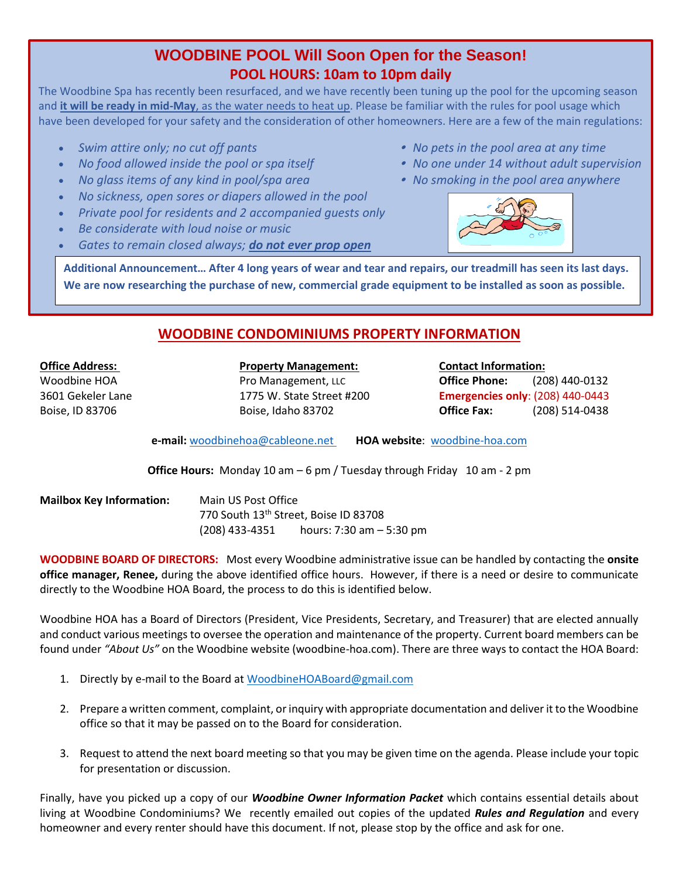## WOODBINE POOL Will Soon Open for the Season!

### POOL HOURS: 10am to 10pm daily

The Woodbine Spa has recently been resurfaced, and we have recently been tuning up the pool for the upcoming season and **it will be ready in mid-May**, as the water needs to heat up. Please be familiar with the rules for pool usage which have been developed for your safety and the consideration of other homeowners. Here are a few of the main regulations:

- *Swim attire only; no cut off pants*
- *No food allowed inside the pool or spa itself*
- *No glass items of any kind in pool/spa area*
- *No sickness, open sores or diapers allowed in the pool*
- *Private pool for residents and 2 accompanied guests only*
- *Be considerate with loud noise or music*
- *Gates to remain closed always;* ***do not ever prop open***
- *No pets in the pool area at any time*
- *No one under 14 without adult supervision*
- *No smoking in the pool area anywhere*

**Additional Announcement… After 4 long years of wear and tear and repairs, our treadmill has seen its last days. We are now researching the purchase of new, commercial grade equipment to be installed as soon as possible.**

## WOODBINE CONDOMINIUMS PROPERTY INFORMATION

**Office Address:**
Woodbine HOA
3601 Gekeler Lane
Boise, ID 83706

**Property Management:**
Pro Management, LLC
1775 W. State Street #200
Boise, Idaho 83702

**Contact Information:**
**Office Phone:** (208) 440-0132
**Emergencies only**: (208) 440-0443
**Office Fax:** (208) 514-0438

**e-mail:** woodbinehoa@cableone.net **HOA website**: woodbine-hoa.com

**Office Hours:** Monday 10 am – 6 pm / Tuesday through Friday 10 am - 2 pm

**Mailbox Key Information:**
Main US Post Office
770 South 13th Street, Boise ID 83708
(208) 433-4351 hours: 7:30 am – 5:30 pm

**WOODBINE BOARD OF DIRECTORS:** Most every Woodbine administrative issue can be handled by contacting the **onsite office manager, Renee,** during the above identified office hours. However, if there is a need or desire to communicate directly to the Woodbine HOA Board, the process to do this is identified below.

Woodbine HOA has a Board of Directors (President, Vice Presidents, Secretary, and Treasurer) that are elected annually and conduct various meetings to oversee the operation and maintenance of the property. Current board members can be found under *"About Us"* on the Woodbine website (woodbine-hoa.com). There are three ways to contact the HOA Board:

1. Directly by e-mail to the Board at WoodbineHOABoard@gmail.com
2. Prepare a written comment, complaint, or inquiry with appropriate documentation and deliver it to the Woodbine office so that it may be passed on to the Board for consideration.
3. Request to attend the next board meeting so that you may be given time on the agenda. Please include your topic for presentation or discussion.

Finally, have you picked up a copy of our ***Woodbine Owner Information Packet*** which contains essential details about living at Woodbine Condominiums? We recently emailed out copies of the updated ***Rules and Regulation*** and every homeowner and every renter should have this document. If not, please stop by the office and ask for one.